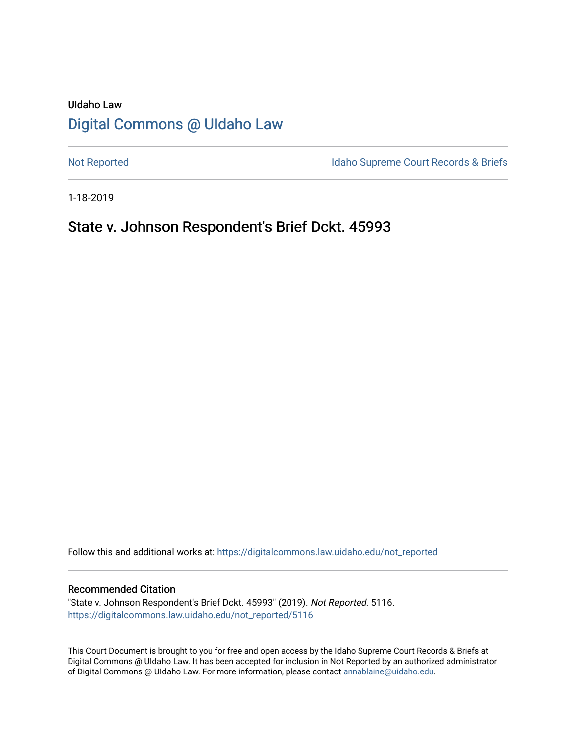UIdaho Law

# Digital Commons @ UIdaho Law

Not Reported

Idaho Supreme Court Records & Briefs

1-18-2019

## State v. Johnson Respondent's Brief Dckt. 45993

Follow this and additional works at: https://digitalcommons.law.uidaho.edu/not_reported

### Recommended Citation

"State v. Johnson Respondent's Brief Dckt. 45993" (2019). *Not Reported*. 5116.
https://digitalcommons.law.uidaho.edu/not_reported/5116

This Court Document is brought to you for free and open access by the Idaho Supreme Court Records & Briefs at Digital Commons @ UIdaho Law. It has been accepted for inclusion in Not Reported by an authorized administrator of Digital Commons @ UIdaho Law. For more information, please contact annablaine@uidaho.edu.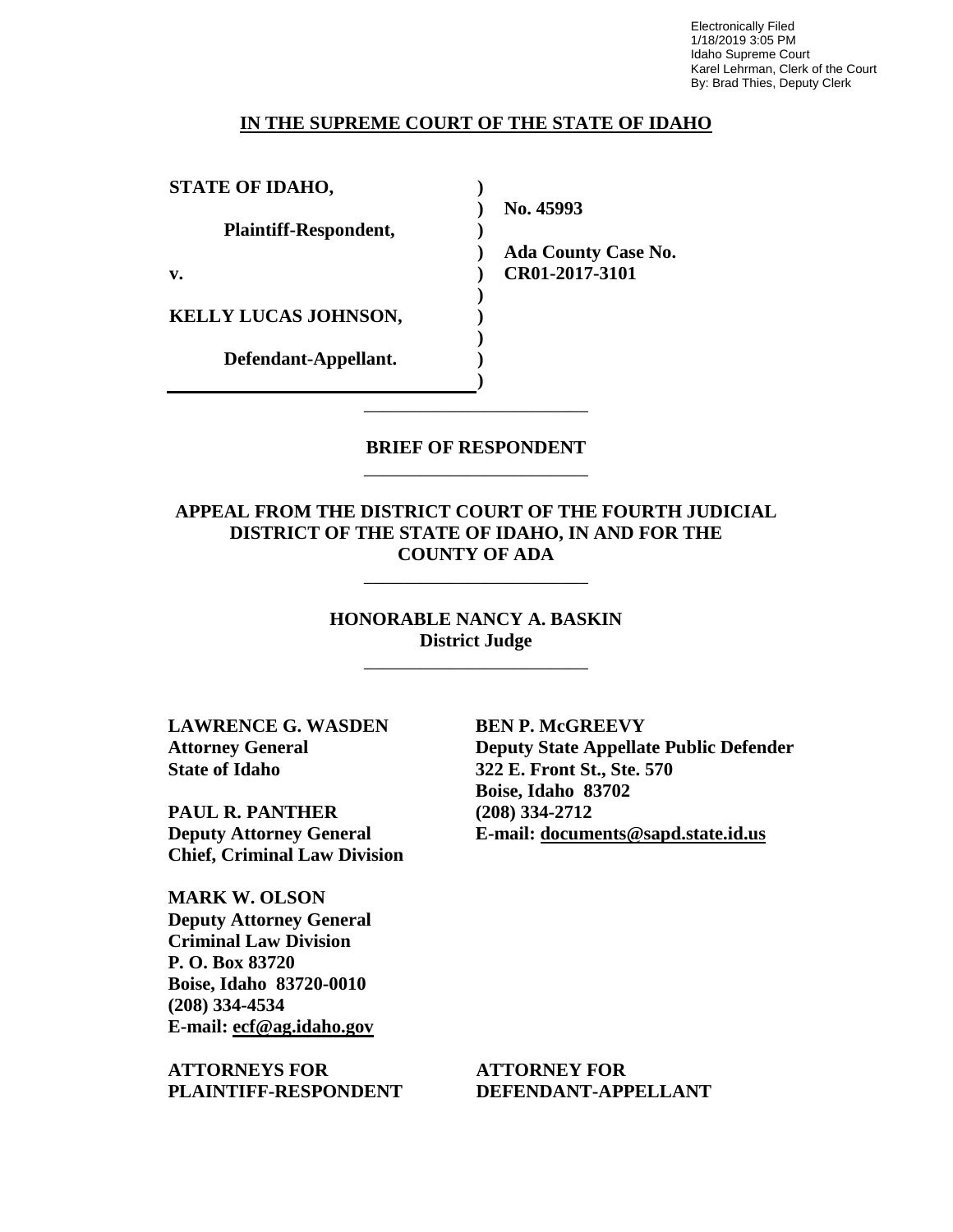Electronically Filed
1/18/2019 3:05 PM
Idaho Supreme Court
Karel Lehrman, Clerk of the Court
By: Brad Thies, Deputy Clerk

**IN THE SUPREME COURT OF THE STATE OF IDAHO**

| | | |
|---|---|---|
| **STATE OF IDAHO,** | ) | |
| | ) | **No. 45993** |
| **Plaintiff-Respondent,** | ) | |
| | ) | **Ada County Case No.** |
| **v.** | ) | **CR01-2017-3101** |
| | ) | |
| **KELLY LUCAS JOHNSON,** | ) | |
| | ) | |
| **Defendant-Appellant.** | ) | |
| | ) | |

---

**BRIEF OF RESPONDENT**

---

**APPEAL FROM THE DISTRICT COURT OF THE FOURTH JUDICIAL DISTRICT OF THE STATE OF IDAHO, IN AND FOR THE COUNTY OF ADA**

---

**HONORABLE NANCY A. BASKIN**
**District Judge**

---

**LAWRENCE G. WASDEN**
**Attorney General**
**State of Idaho**

**PAUL R. PANTHER**
**Deputy Attorney General**
**Chief, Criminal Law Division**

**MARK W. OLSON**
**Deputy Attorney General**
**Criminal Law Division**
**P. O. Box 83720**
**Boise, Idaho 83720-0010**
**(208) 334-4534**
**E-mail: ecf@ag.idaho.gov**

**ATTORNEYS FOR PLAINTIFF-RESPONDENT**

**BEN P. McGREEVY**
**Deputy State Appellate Public Defender**
**322 E. Front St., Ste. 570**
**Boise, Idaho 83702**
**(208) 334-2712**
**E-mail: documents@sapd.state.id.us**

**ATTORNEY FOR DEFENDANT-APPELLANT**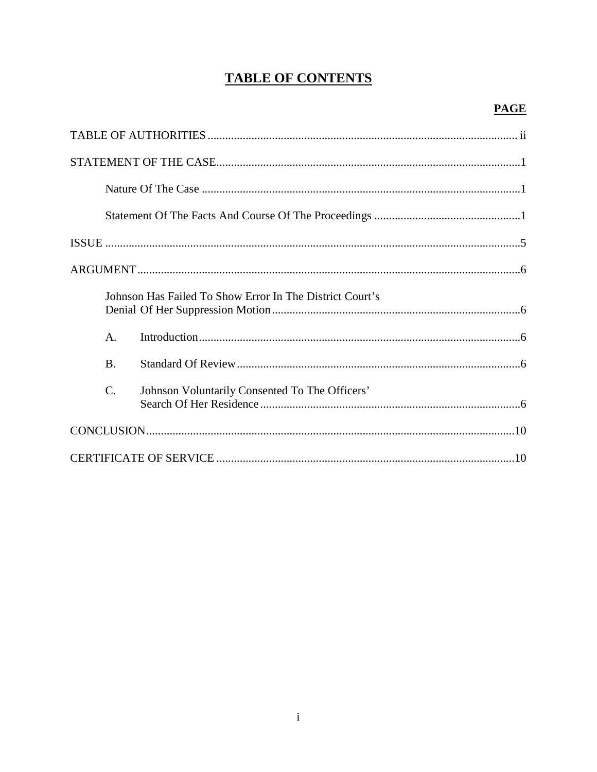# TABLE OF CONTENTS

**PAGE**

TABLE OF AUTHORITIES ........................................................................................................ ii

STATEMENT OF THE CASE......................................................................................................1

Nature Of The Case ...........................................................................................................1

Statement Of The Facts And Course Of The Proceedings .................................................1

ISSUE ............................................................................................................................................5

ARGUMENT..................................................................................................................................6

Johnson Has Failed To Show Error In The District Court's Denial Of Her Suppression Motion....................................................................................6

A. Introduction............................................................................................................6

B. Standard Of Review................................................................................................6

C. Johnson Voluntarily Consented To The Officers' Search Of Her Residence........................................................................................6

CONCLUSION............................................................................................................................10

CERTIFICATE OF SERVICE .....................................................................................................10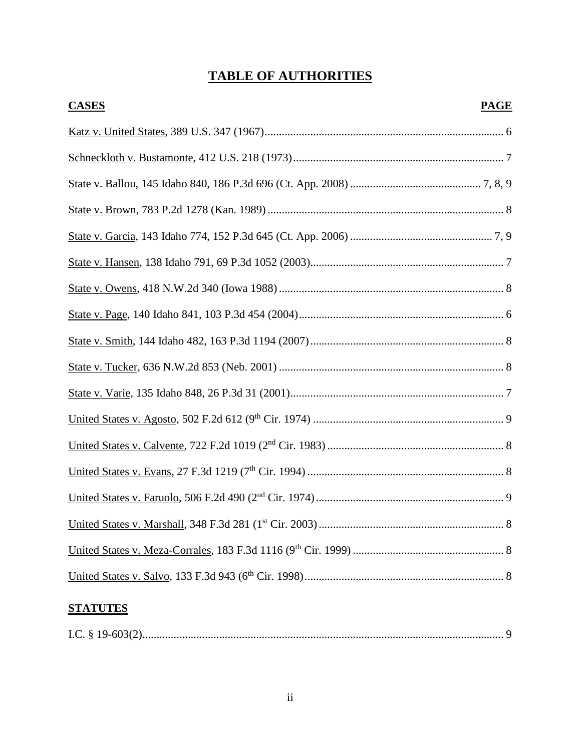# TABLE OF AUTHORITIES

| CASES | PAGE |
| --- | --- |
| Katz v. United States, 389 U.S. 347 (1967) | 6 |
| Schneckloth v. Bustamonte, 412 U.S. 218 (1973) | 7 |
| State v. Ballou, 145 Idaho 840, 186 P.3d 696 (Ct. App. 2008) | 7, 8, 9 |
| State v. Brown, 783 P.2d 1278 (Kan. 1989) | 8 |
| State v. Garcia, 143 Idaho 774, 152 P.3d 645 (Ct. App. 2006) | 7, 9 |
| State v. Hansen, 138 Idaho 791, 69 P.3d 1052 (2003) | 7 |
| State v. Owens, 418 N.W.2d 340 (Iowa 1988) | 8 |
| State v. Page, 140 Idaho 841, 103 P.3d 454 (2004) | 6 |
| State v. Smith, 144 Idaho 482, 163 P.3d 1194 (2007) | 8 |
| State v. Tucker, 636 N.W.2d 853 (Neb. 2001) | 8 |
| State v. Varie, 135 Idaho 848, 26 P.3d 31 (2001) | 7 |
| United States v. Agosto, 502 F.2d 612 (9th Cir. 1974) | 9 |
| United States v. Calvente, 722 F.2d 1019 (2nd Cir. 1983) | 8 |
| United States v. Evans, 27 F.3d 1219 (7th Cir. 1994) | 8 |
| United States v. Faruolo, 506 F.2d 490 (2nd Cir. 1974) | 9 |
| United States v. Marshall, 348 F.3d 281 (1st Cir. 2003) | 8 |
| United States v. Meza-Corrales, 183 F.3d 1116 (9th Cir. 1999) | 8 |
| United States v. Salvo, 133 F.3d 943 (6th Cir. 1998) | 8 |

| STATUTES | |
| --- | --- |
| I.C. § 19-603(2) | 9 |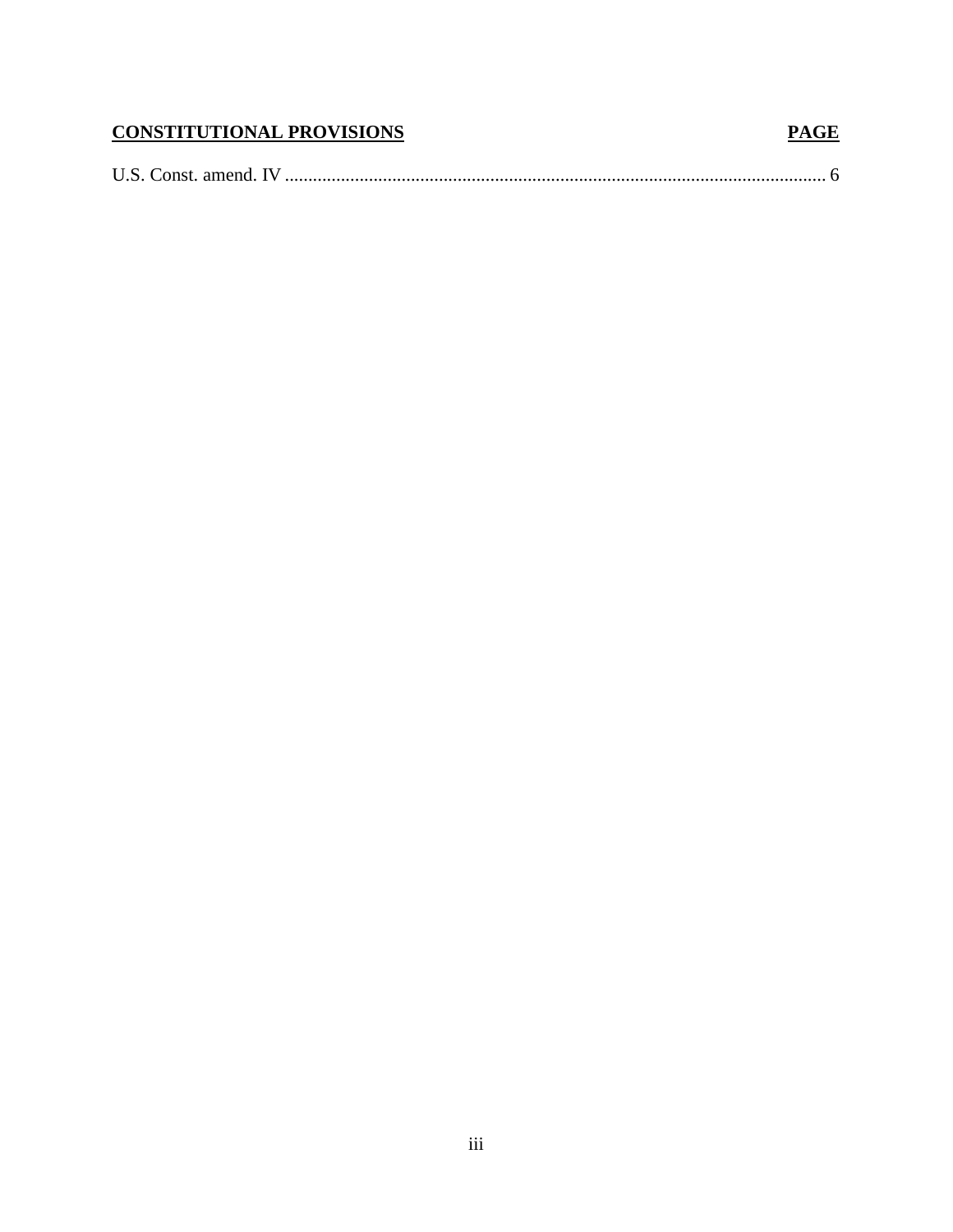| **CONSTITUTIONAL PROVISIONS** | **PAGE** |
| --- | --- |
| U.S. Const. amend. IV | 6 |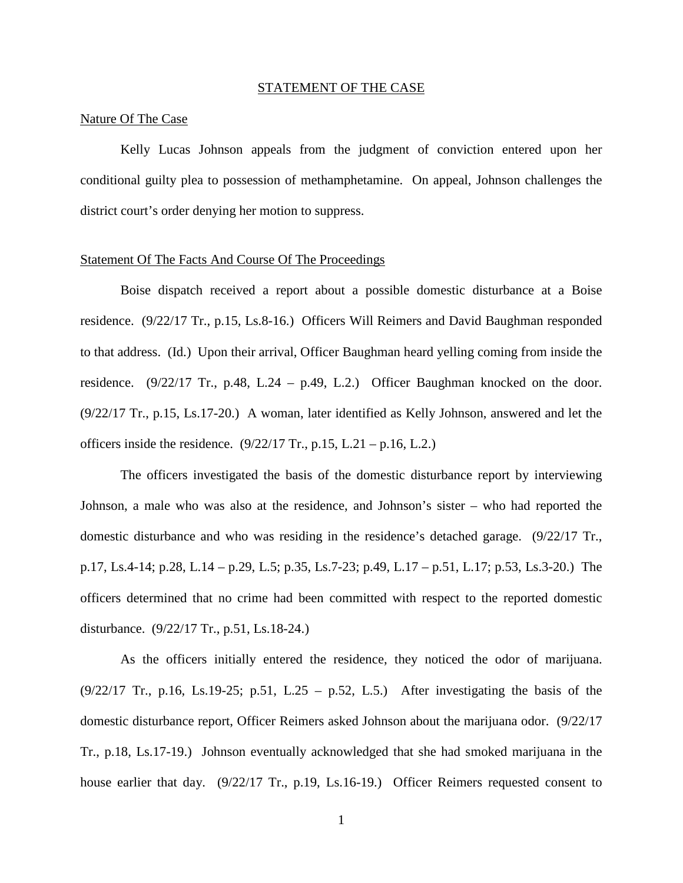## STATEMENT OF THE CASE

### Nature Of The Case

Kelly Lucas Johnson appeals from the judgment of conviction entered upon her conditional guilty plea to possession of methamphetamine. On appeal, Johnson challenges the district court's order denying her motion to suppress.

### Statement Of The Facts And Course Of The Proceedings

Boise dispatch received a report about a possible domestic disturbance at a Boise residence. (9/22/17 Tr., p.15, Ls.8-16.) Officers Will Reimers and David Baughman responded to that address. (Id.) Upon their arrival, Officer Baughman heard yelling coming from inside the residence. (9/22/17 Tr., p.48, L.24 – p.49, L.2.) Officer Baughman knocked on the door. (9/22/17 Tr., p.15, Ls.17-20.) A woman, later identified as Kelly Johnson, answered and let the officers inside the residence. (9/22/17 Tr., p.15, L.21 – p.16, L.2.)

The officers investigated the basis of the domestic disturbance report by interviewing Johnson, a male who was also at the residence, and Johnson's sister – who had reported the domestic disturbance and who was residing in the residence's detached garage. (9/22/17 Tr., p.17, Ls.4-14; p.28, L.14 – p.29, L.5; p.35, Ls.7-23; p.49, L.17 – p.51, L.17; p.53, Ls.3-20.) The officers determined that no crime had been committed with respect to the reported domestic disturbance. (9/22/17 Tr., p.51, Ls.18-24.)

As the officers initially entered the residence, they noticed the odor of marijuana. (9/22/17 Tr., p.16, Ls.19-25; p.51, L.25 – p.52, L.5.) After investigating the basis of the domestic disturbance report, Officer Reimers asked Johnson about the marijuana odor. (9/22/17 Tr., p.18, Ls.17-19.) Johnson eventually acknowledged that she had smoked marijuana in the house earlier that day. (9/22/17 Tr., p.19, Ls.16-19.) Officer Reimers requested consent to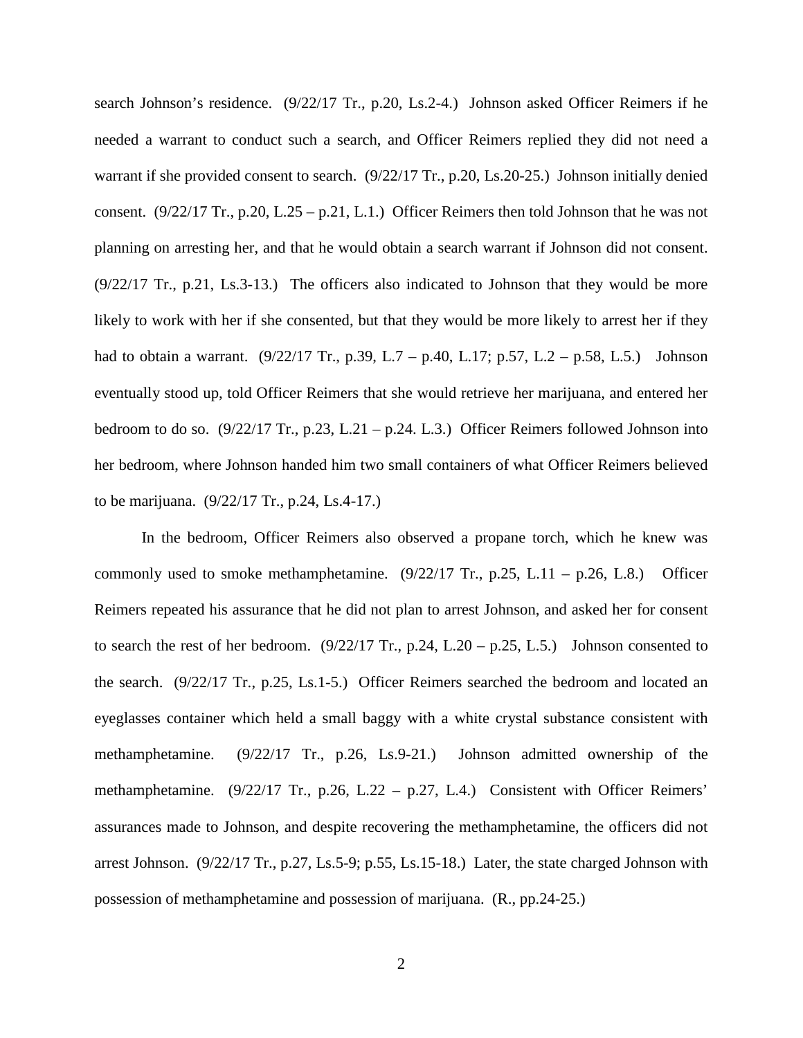search Johnson's residence. (9/22/17 Tr., p.20, Ls.2-4.) Johnson asked Officer Reimers if he needed a warrant to conduct such a search, and Officer Reimers replied they did not need a warrant if she provided consent to search. (9/22/17 Tr., p.20, Ls.20-25.) Johnson initially denied consent. (9/22/17 Tr., p.20, L.25 – p.21, L.1.) Officer Reimers then told Johnson that he was not planning on arresting her, and that he would obtain a search warrant if Johnson did not consent. (9/22/17 Tr., p.21, Ls.3-13.) The officers also indicated to Johnson that they would be more likely to work with her if she consented, but that they would be more likely to arrest her if they had to obtain a warrant. (9/22/17 Tr., p.39, L.7 – p.40, L.17; p.57, L.2 – p.58, L.5.) Johnson eventually stood up, told Officer Reimers that she would retrieve her marijuana, and entered her bedroom to do so. (9/22/17 Tr., p.23, L.21 – p.24. L.3.) Officer Reimers followed Johnson into her bedroom, where Johnson handed him two small containers of what Officer Reimers believed to be marijuana. (9/22/17 Tr., p.24, Ls.4-17.)

In the bedroom, Officer Reimers also observed a propane torch, which he knew was commonly used to smoke methamphetamine. (9/22/17 Tr., p.25, L.11 – p.26, L.8.) Officer Reimers repeated his assurance that he did not plan to arrest Johnson, and asked her for consent to search the rest of her bedroom. (9/22/17 Tr., p.24, L.20 – p.25, L.5.) Johnson consented to the search. (9/22/17 Tr., p.25, Ls.1-5.) Officer Reimers searched the bedroom and located an eyeglasses container which held a small baggy with a white crystal substance consistent with methamphetamine. (9/22/17 Tr., p.26, Ls.9-21.) Johnson admitted ownership of the methamphetamine. (9/22/17 Tr., p.26, L.22 – p.27, L.4.) Consistent with Officer Reimers' assurances made to Johnson, and despite recovering the methamphetamine, the officers did not arrest Johnson. (9/22/17 Tr., p.27, Ls.5-9; p.55, Ls.15-18.) Later, the state charged Johnson with possession of methamphetamine and possession of marijuana. (R., pp.24-25.)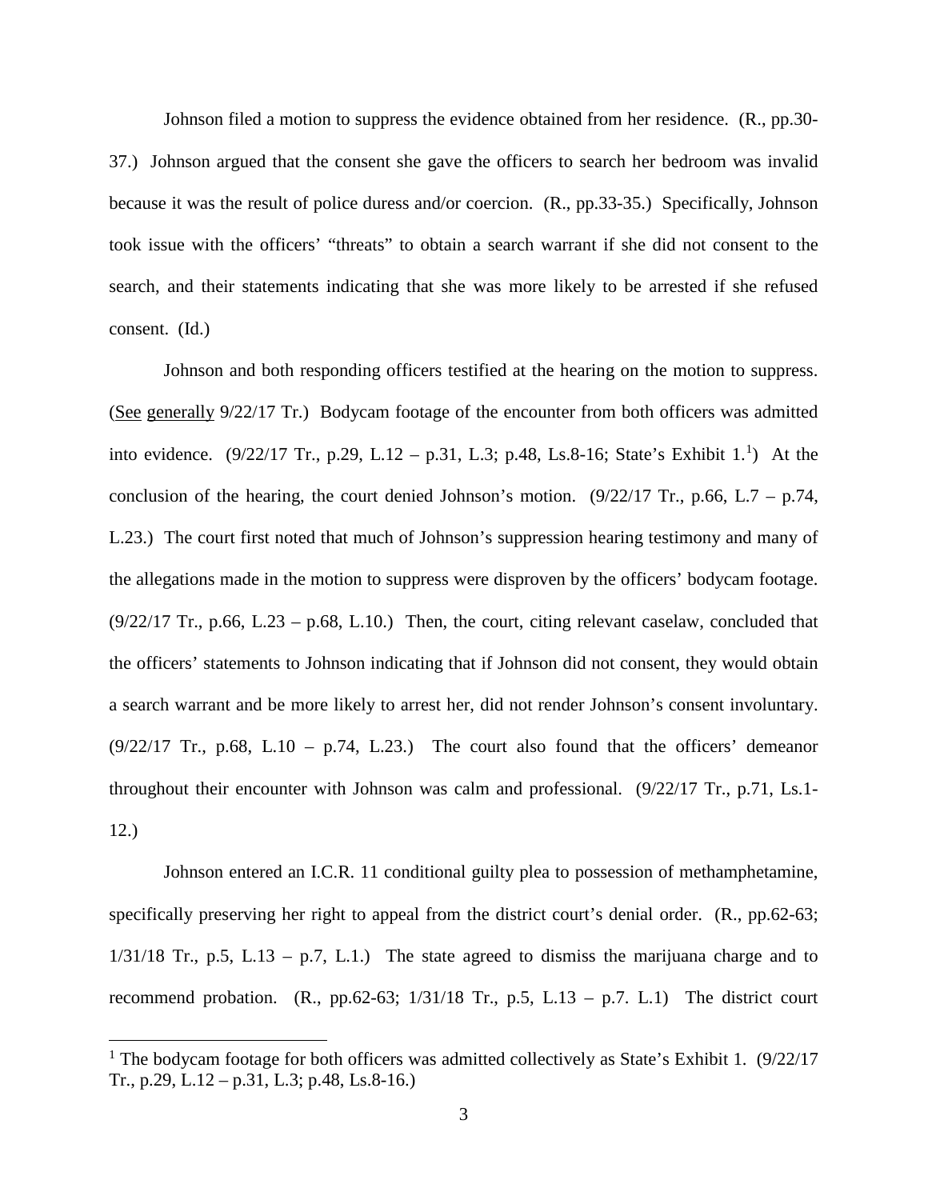Johnson filed a motion to suppress the evidence obtained from her residence. (R., pp.30-37.) Johnson argued that the consent she gave the officers to search her bedroom was invalid because it was the result of police duress and/or coercion. (R., pp.33-35.) Specifically, Johnson took issue with the officers' "threats" to obtain a search warrant if she did not consent to the search, and their statements indicating that she was more likely to be arrested if she refused consent. (Id.)

Johnson and both responding officers testified at the hearing on the motion to suppress. (See generally 9/22/17 Tr.) Bodycam footage of the encounter from both officers was admitted into evidence. (9/22/17 Tr., p.29, L.12 – p.31, L.3; p.48, Ls.8-16; State's Exhibit 1.[1]) At the conclusion of the hearing, the court denied Johnson's motion. (9/22/17 Tr., p.66, L.7 – p.74, L.23.) The court first noted that much of Johnson's suppression hearing testimony and many of the allegations made in the motion to suppress were disproven by the officers' bodycam footage. (9/22/17 Tr., p.66, L.23 – p.68, L.10.) Then, the court, citing relevant caselaw, concluded that the officers' statements to Johnson indicating that if Johnson did not consent, they would obtain a search warrant and be more likely to arrest her, did not render Johnson's consent involuntary. (9/22/17 Tr., p.68, L.10 – p.74, L.23.) The court also found that the officers' demeanor throughout their encounter with Johnson was calm and professional. (9/22/17 Tr., p.71, Ls.1-12.)

Johnson entered an I.C.R. 11 conditional guilty plea to possession of methamphetamine, specifically preserving her right to appeal from the district court's denial order. (R., pp.62-63; 1/31/18 Tr., p.5, L.13 – p.7, L.1.) The state agreed to dismiss the marijuana charge and to recommend probation. (R., pp.62-63; 1/31/18 Tr., p.5, L.13 – p.7. L.1) The district court

---

[1] The bodycam footage for both officers was admitted collectively as State's Exhibit 1. (9/22/17 Tr., p.29, L.12 – p.31, L.3; p.48, Ls.8-16.)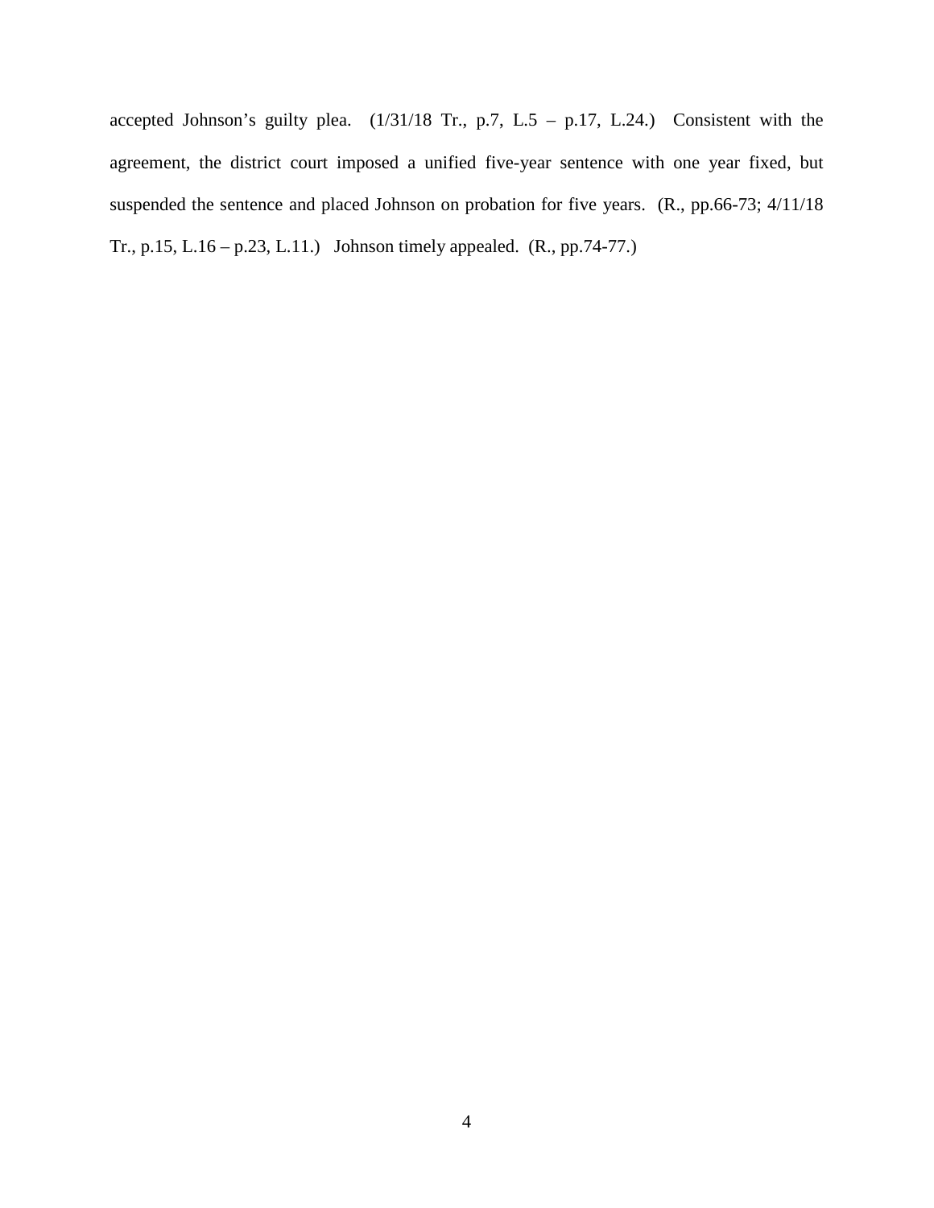accepted Johnson's guilty plea. (1/31/18 Tr., p.7, L.5 – p.17, L.24.) Consistent with the agreement, the district court imposed a unified five-year sentence with one year fixed, but suspended the sentence and placed Johnson on probation for five years. (R., pp.66-73; 4/11/18 Tr., p.15, L.16 – p.23, L.11.) Johnson timely appealed. (R., pp.74-77.)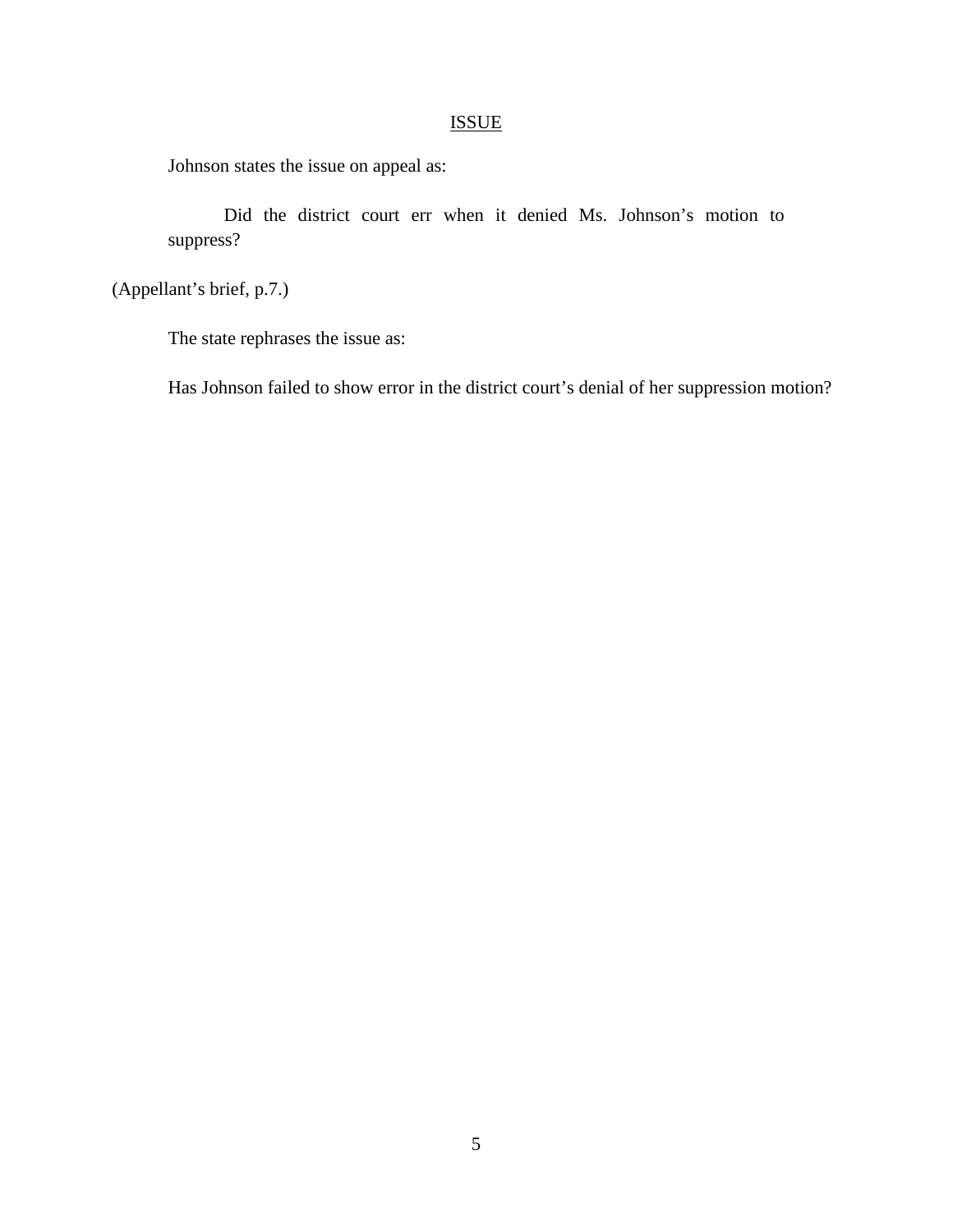## ISSUE

Johnson states the issue on appeal as:

> Did the district court err when it denied Ms. Johnson's motion to suppress?

(Appellant's brief, p.7.)

The state rephrases the issue as:

Has Johnson failed to show error in the district court's denial of her suppression motion?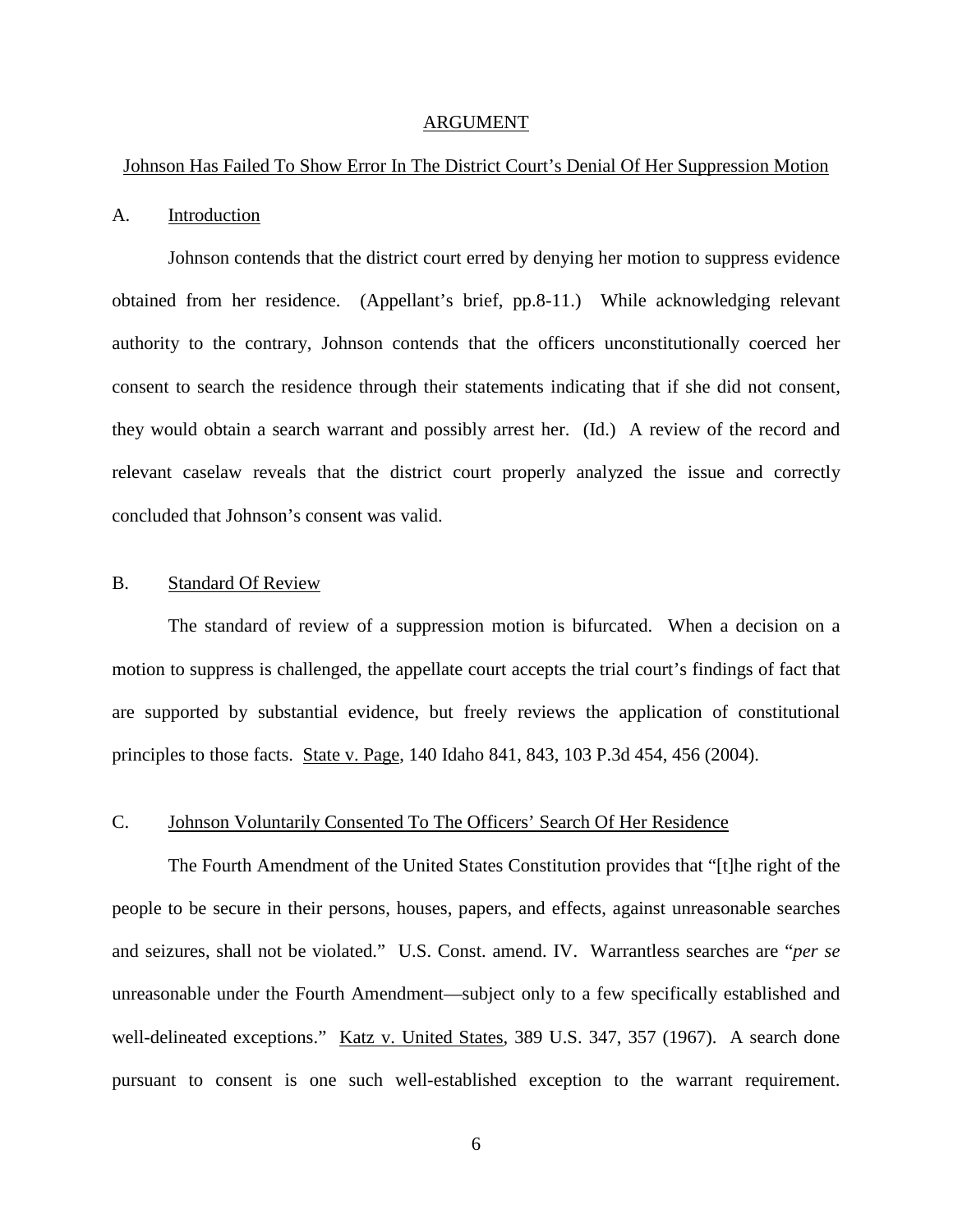## ARGUMENT

### Johnson Has Failed To Show Error In The District Court's Denial Of Her Suppression Motion

#### A. Introduction

Johnson contends that the district court erred by denying her motion to suppress evidence obtained from her residence. (Appellant's brief, pp.8-11.) While acknowledging relevant authority to the contrary, Johnson contends that the officers unconstitutionally coerced her consent to search the residence through their statements indicating that if she did not consent, they would obtain a search warrant and possibly arrest her. (Id.) A review of the record and relevant caselaw reveals that the district court properly analyzed the issue and correctly concluded that Johnson's consent was valid.

#### B. Standard Of Review

The standard of review of a suppression motion is bifurcated. When a decision on a motion to suppress is challenged, the appellate court accepts the trial court's findings of fact that are supported by substantial evidence, but freely reviews the application of constitutional principles to those facts. State v. Page, 140 Idaho 841, 843, 103 P.3d 454, 456 (2004).

#### C. Johnson Voluntarily Consented To The Officers' Search Of Her Residence

The Fourth Amendment of the United States Constitution provides that "[t]he right of the people to be secure in their persons, houses, papers, and effects, against unreasonable searches and seizures, shall not be violated." U.S. Const. amend. IV. Warrantless searches are "*per se* unreasonable under the Fourth Amendment—subject only to a few specifically established and well-delineated exceptions." Katz v. United States, 389 U.S. 347, 357 (1967). A search done pursuant to consent is one such well-established exception to the warrant requirement.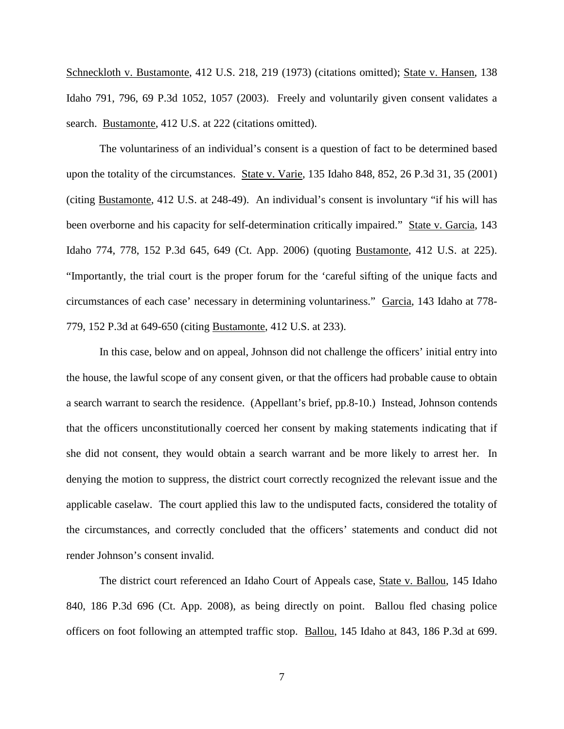Schneckloth v. Bustamonte, 412 U.S. 218, 219 (1973) (citations omitted); State v. Hansen, 138 Idaho 791, 796, 69 P.3d 1052, 1057 (2003). Freely and voluntarily given consent validates a search. Bustamonte, 412 U.S. at 222 (citations omitted).

The voluntariness of an individual's consent is a question of fact to be determined based upon the totality of the circumstances. State v. Varie, 135 Idaho 848, 852, 26 P.3d 31, 35 (2001) (citing Bustamonte, 412 U.S. at 248-49). An individual's consent is involuntary "if his will has been overborne and his capacity for self-determination critically impaired." State v. Garcia, 143 Idaho 774, 778, 152 P.3d 645, 649 (Ct. App. 2006) (quoting Bustamonte, 412 U.S. at 225). "Importantly, the trial court is the proper forum for the 'careful sifting of the unique facts and circumstances of each case' necessary in determining voluntariness." Garcia, 143 Idaho at 778-779, 152 P.3d at 649-650 (citing Bustamonte, 412 U.S. at 233).

In this case, below and on appeal, Johnson did not challenge the officers' initial entry into the house, the lawful scope of any consent given, or that the officers had probable cause to obtain a search warrant to search the residence. (Appellant's brief, pp.8-10.) Instead, Johnson contends that the officers unconstitutionally coerced her consent by making statements indicating that if she did not consent, they would obtain a search warrant and be more likely to arrest her. In denying the motion to suppress, the district court correctly recognized the relevant issue and the applicable caselaw. The court applied this law to the undisputed facts, considered the totality of the circumstances, and correctly concluded that the officers' statements and conduct did not render Johnson's consent invalid.

The district court referenced an Idaho Court of Appeals case, State v. Ballou, 145 Idaho 840, 186 P.3d 696 (Ct. App. 2008), as being directly on point. Ballou fled chasing police officers on foot following an attempted traffic stop. Ballou, 145 Idaho at 843, 186 P.3d at 699.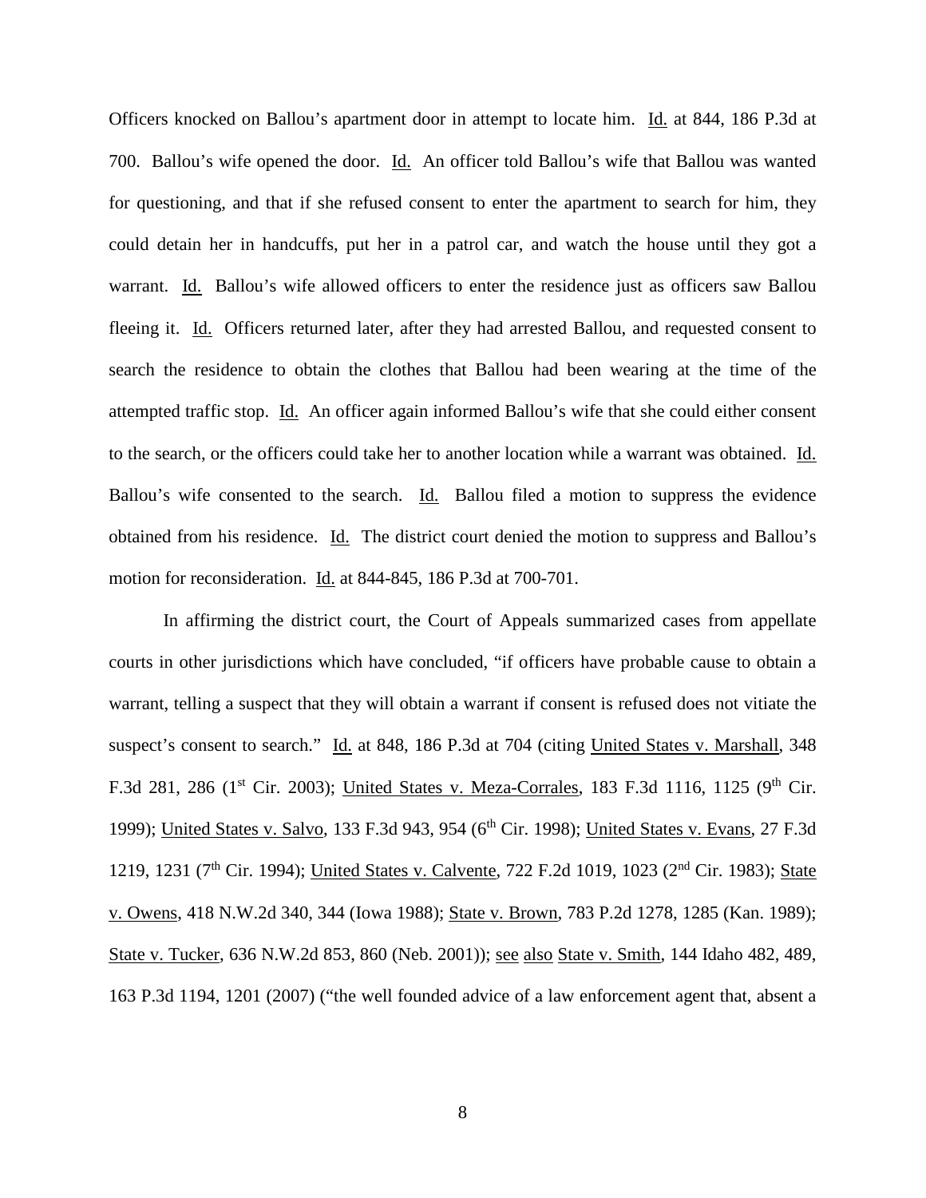Officers knocked on Ballou's apartment door in attempt to locate him. Id. at 844, 186 P.3d at 700. Ballou's wife opened the door. Id. An officer told Ballou's wife that Ballou was wanted for questioning, and that if she refused consent to enter the apartment to search for him, they could detain her in handcuffs, put her in a patrol car, and watch the house until they got a warrant. Id. Ballou's wife allowed officers to enter the residence just as officers saw Ballou fleeing it. Id. Officers returned later, after they had arrested Ballou, and requested consent to search the residence to obtain the clothes that Ballou had been wearing at the time of the attempted traffic stop. Id. An officer again informed Ballou's wife that she could either consent to the search, or the officers could take her to another location while a warrant was obtained. Id. Ballou's wife consented to the search. Id. Ballou filed a motion to suppress the evidence obtained from his residence. Id. The district court denied the motion to suppress and Ballou's motion for reconsideration. Id. at 844-845, 186 P.3d at 700-701.

In affirming the district court, the Court of Appeals summarized cases from appellate courts in other jurisdictions which have concluded, "if officers have probable cause to obtain a warrant, telling a suspect that they will obtain a warrant if consent is refused does not vitiate the suspect's consent to search." Id. at 848, 186 P.3d at 704 (citing United States v. Marshall, 348 F.3d 281, 286 (1st Cir. 2003); United States v. Meza-Corrales, 183 F.3d 1116, 1125 (9th Cir. 1999); United States v. Salvo, 133 F.3d 943, 954 (6th Cir. 1998); United States v. Evans, 27 F.3d 1219, 1231 (7th Cir. 1994); United States v. Calvente, 722 F.2d 1019, 1023 (2nd Cir. 1983); State v. Owens, 418 N.W.2d 340, 344 (Iowa 1988); State v. Brown, 783 P.2d 1278, 1285 (Kan. 1989); State v. Tucker, 636 N.W.2d 853, 860 (Neb. 2001)); see also State v. Smith, 144 Idaho 482, 489, 163 P.3d 1194, 1201 (2007) ("the well founded advice of a law enforcement agent that, absent a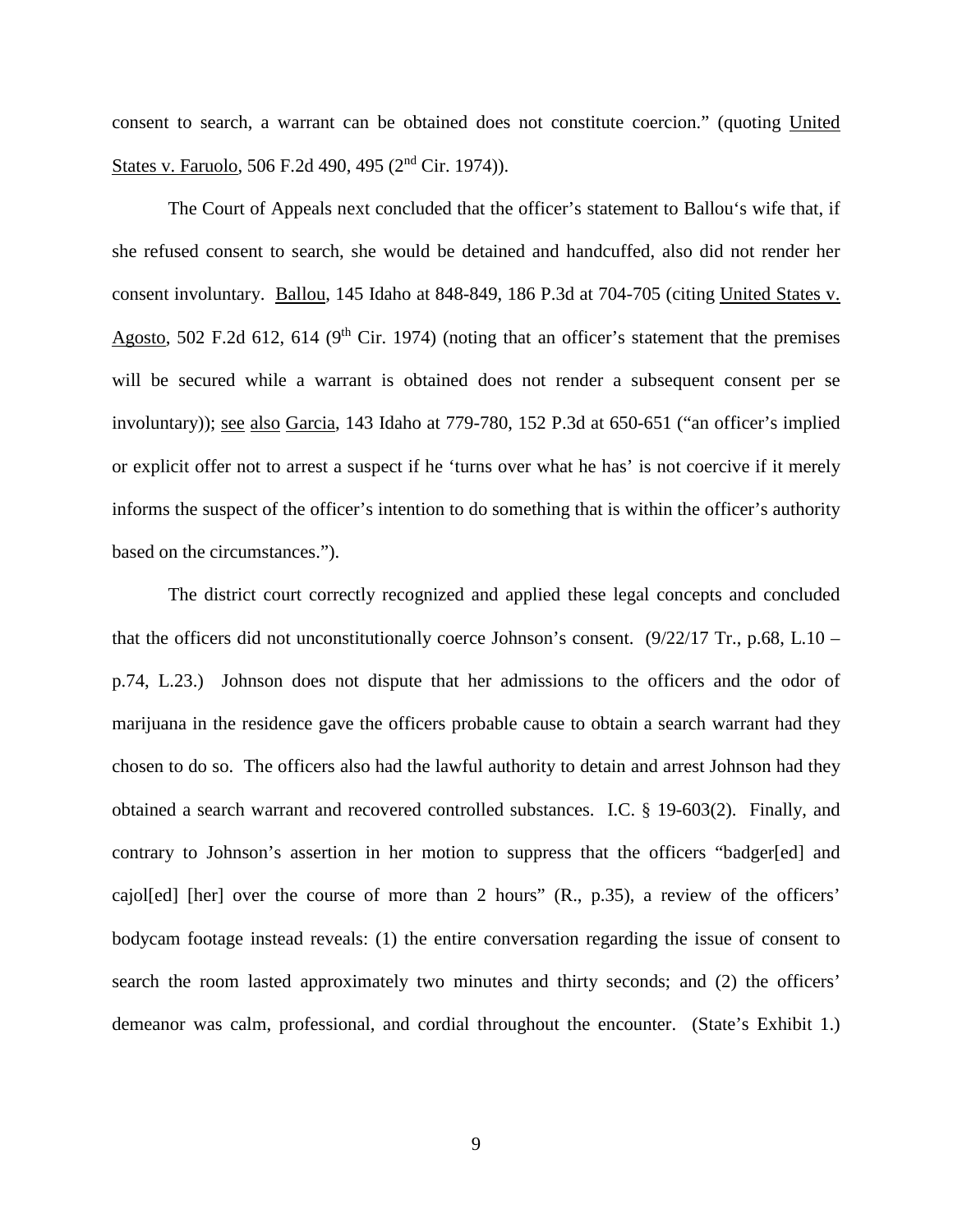consent to search, a warrant can be obtained does not constitute coercion." (quoting United States v. Faruolo, 506 F.2d 490, 495 (2nd Cir. 1974)).

The Court of Appeals next concluded that the officer's statement to Ballou's wife that, if she refused consent to search, she would be detained and handcuffed, also did not render her consent involuntary. Ballou, 145 Idaho at 848-849, 186 P.3d at 704-705 (citing United States v. Agosto, 502 F.2d 612, 614 (9th Cir. 1974) (noting that an officer's statement that the premises will be secured while a warrant is obtained does not render a subsequent consent per se involuntary)); see also Garcia, 143 Idaho at 779-780, 152 P.3d at 650-651 ("an officer's implied or explicit offer not to arrest a suspect if he 'turns over what he has' is not coercive if it merely informs the suspect of the officer's intention to do something that is within the officer's authority based on the circumstances.").

The district court correctly recognized and applied these legal concepts and concluded that the officers did not unconstitutionally coerce Johnson's consent. (9/22/17 Tr., p.68, L.10 – p.74, L.23.) Johnson does not dispute that her admissions to the officers and the odor of marijuana in the residence gave the officers probable cause to obtain a search warrant had they chosen to do so. The officers also had the lawful authority to detain and arrest Johnson had they obtained a search warrant and recovered controlled substances. I.C. § 19-603(2). Finally, and contrary to Johnson's assertion in her motion to suppress that the officers "badger[ed] and cajol[ed] [her] over the course of more than 2 hours" (R., p.35), a review of the officers' bodycam footage instead reveals: (1) the entire conversation regarding the issue of consent to search the room lasted approximately two minutes and thirty seconds; and (2) the officers' demeanor was calm, professional, and cordial throughout the encounter. (State's Exhibit 1.)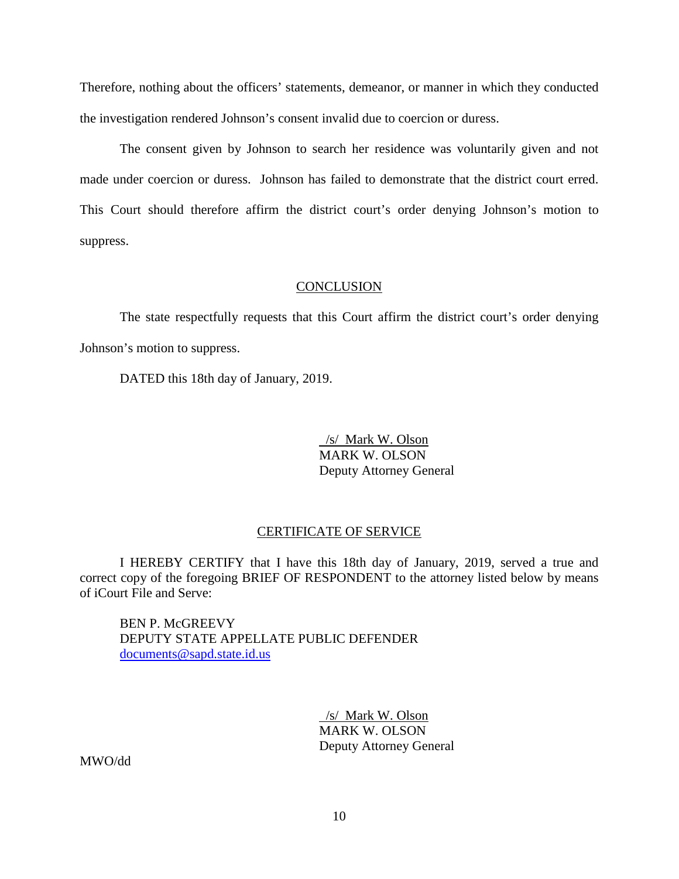Therefore, nothing about the officers' statements, demeanor, or manner in which they conducted the investigation rendered Johnson's consent invalid due to coercion or duress.

The consent given by Johnson to search her residence was voluntarily given and not made under coercion or duress. Johnson has failed to demonstrate that the district court erred. This Court should therefore affirm the district court's order denying Johnson's motion to suppress.

## CONCLUSION

The state respectfully requests that this Court affirm the district court's order denying Johnson's motion to suppress.

DATED this 18th day of January, 2019.

/s/ Mark W. Olson
MARK W. OLSON
Deputy Attorney General

## CERTIFICATE OF SERVICE

I HEREBY CERTIFY that I have this 18th day of January, 2019, served a true and correct copy of the foregoing BRIEF OF RESPONDENT to the attorney listed below by means of iCourt File and Serve:

BEN P. McGREEVY
DEPUTY STATE APPELLATE PUBLIC DEFENDER
documents@sapd.state.id.us

/s/ Mark W. Olson
MARK W. OLSON
Deputy Attorney General

MWO/dd